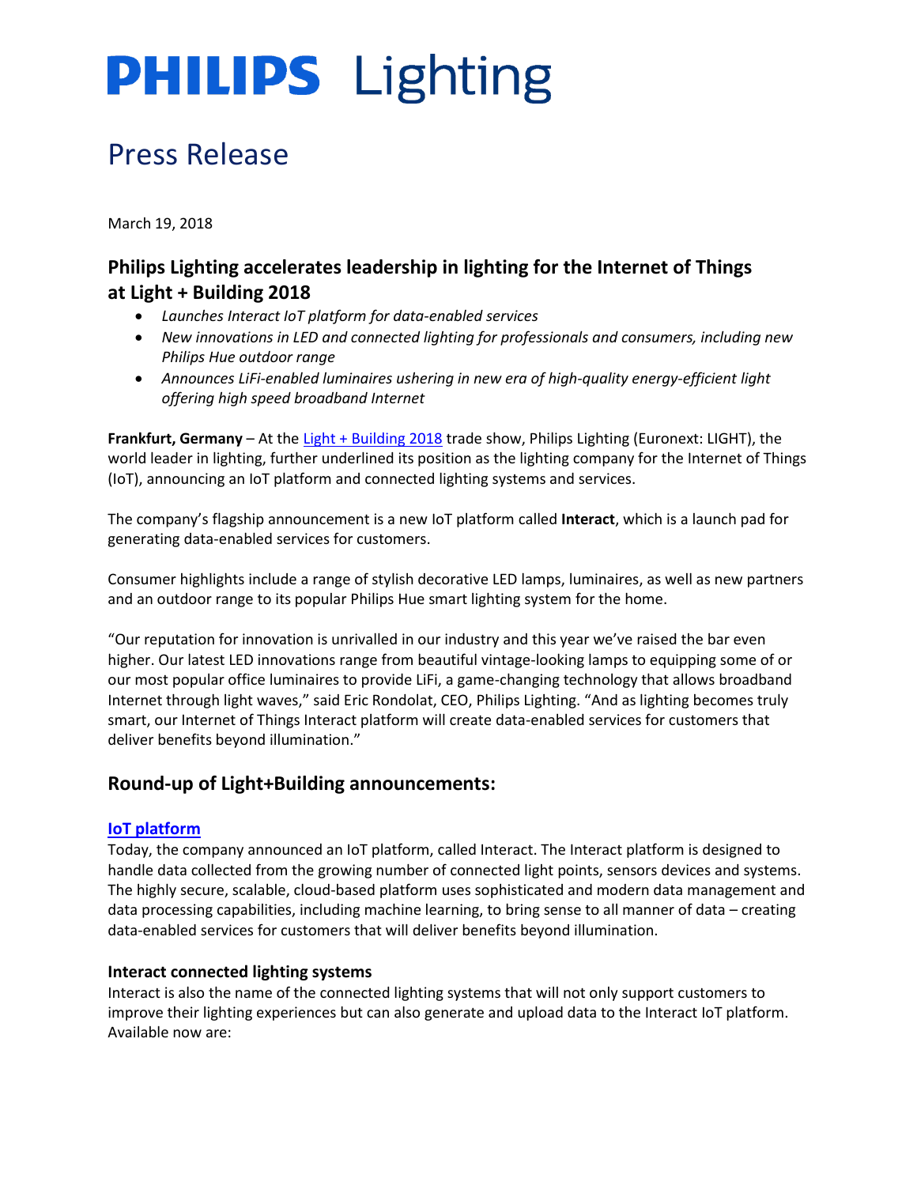# PHILIPS Lighting

## Press Release

March 19, 2018

### Philips Lighting accelerates leadership in lighting for the Internet of Things at Light + Building 2018

- *Launches Interact IoT platform for data-enabled services*
- *New innovations in LED and connected lighting for professionals and consumers, including new Philips Hue outdoor range*
- *Announces LiFi-enabled luminaires ushering in new era of high-quality energy-efficient light offering high speed broadband Internet*

**Frankfurt, Germany** – At the Light + Building 2018 trade show, Philips Lighting (Euronext: LIGHT), the world leader in lighting, further underlined its position as the lighting company for the Internet of Things (IoT), announcing an IoT platform and connected lighting systems and services.

The company's flagship announcement is a new IoT platform called **Interact**, which is a launch pad for generating data-enabled services for customers.

Consumer highlights include a range of stylish decorative LED lamps, luminaires, as well as new partners and an outdoor range to its popular Philips Hue smart lighting system for the home.

"Our reputation for innovation is unrivalled in our industry and this year we've raised the bar even higher. Our latest LED innovations range from beautiful vintage-looking lamps to equipping some of or our most popular office luminaires to provide LiFi, a game-changing technology that allows broadband Internet through light waves," said Eric Rondolat, CEO, Philips Lighting. "And as lighting becomes truly smart, our Internet of Things Interact platform will create data-enabled services for customers that deliver benefits beyond illumination."

## Round-up of Light+Building announcements:

#### IoT platform

Today, the company announced an IoT platform, called Interact. The Interact platform is designed to handle data collected from the growing number of connected light points, sensors devices and systems. The highly secure, scalable, cloud-based platform uses sophisticated and modern data management and data processing capabilities, including machine learning, to bring sense to all manner of data – creating data-enabled services for customers that will deliver benefits beyond illumination.

#### Interact connected lighting systems

Interact is also the name of the connected lighting systems that will not only support customers to improve their lighting experiences but can also generate and upload data to the Interact IoT platform. Available now are: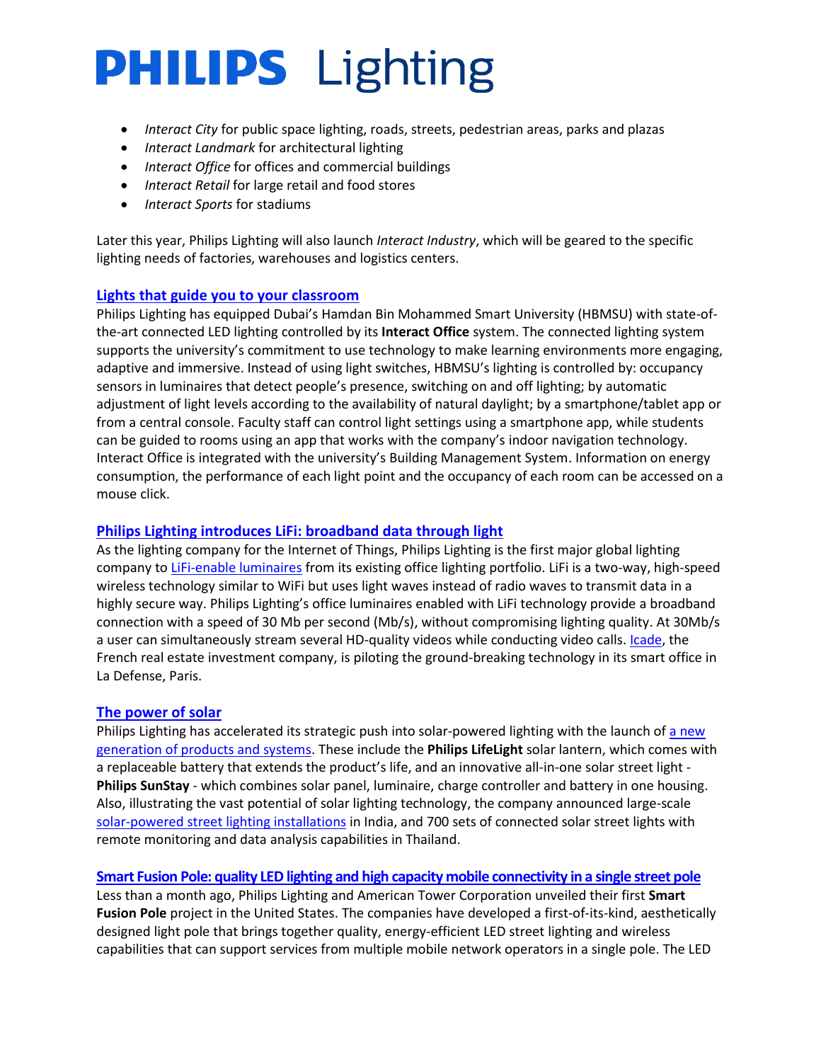- *Interact City* for public space lighting, roads, streets, pedestrian areas, parks and plazas
- *Interact Landmark* for architectural lighting
- *Interact Office* for offices and commercial buildings
- *Interact Retail* for large retail and food stores
- *Interact Sports* for stadiums

Later this year, Philips Lighting will also launch *Interact Industry*, which will be geared to the specific lighting needs of factories, warehouses and logistics centers.

## Lights that guide you to your classroom

Philips Lighting has equipped Dubai's Hamdan Bin Mohammed Smart University (HBMSU) with state-of-the-art connected LED lighting controlled by its **Interact Office** system. The connected lighting system supports the university's commitment to use technology to make learning environments more engaging, adaptive and immersive. Instead of using light switches, HBMSU's lighting is controlled by: occupancy sensors in luminaires that detect people's presence, switching on and off lighting; by automatic adjustment of light levels according to the availability of natural daylight; by a smartphone/tablet app or from a central console. Faculty staff can control light settings using a smartphone app, while students can be guided to rooms using an app that works with the company's indoor navigation technology. Interact Office is integrated with the university's Building Management System. Information on energy consumption, the performance of each light point and the occupancy of each room can be accessed on a mouse click.

## Philips Lighting introduces LiFi: broadband data through light

As the lighting company for the Internet of Things, Philips Lighting is the first major global lighting company to LiFi-enable luminaires from its existing office lighting portfolio. LiFi is a two-way, high-speed wireless technology similar to WiFi but uses light waves instead of radio waves to transmit data in a highly secure way. Philips Lighting's office luminaires enabled with LiFi technology provide a broadband connection with a speed of 30 Mb per second (Mb/s), without compromising lighting quality. At 30Mb/s a user can simultaneously stream several HD-quality videos while conducting video calls. Icade, the French real estate investment company, is piloting the ground-breaking technology in its smart office in La Defense, Paris.

## The power of solar

Philips Lighting has accelerated its strategic push into solar-powered lighting with the launch of a new generation of products and systems. These include the **Philips LifeLight** solar lantern, which comes with a replaceable battery that extends the product's life, and an innovative all-in-one solar street light - **Philips SunStay** - which combines solar panel, luminaire, charge controller and battery in one housing. Also, illustrating the vast potential of solar lighting technology, the company announced large-scale solar-powered street lighting installations in India, and 700 sets of connected solar street lights with remote monitoring and data analysis capabilities in Thailand.

## Smart Fusion Pole: quality LED lighting and high capacity mobile connectivity in a single street pole

Less than a month ago, Philips Lighting and American Tower Corporation unveiled their first **Smart Fusion Pole** project in the United States. The companies have developed a first-of-its-kind, aesthetically designed light pole that brings together quality, energy-efficient LED street lighting and wireless capabilities that can support services from multiple mobile network operators in a single pole. The LED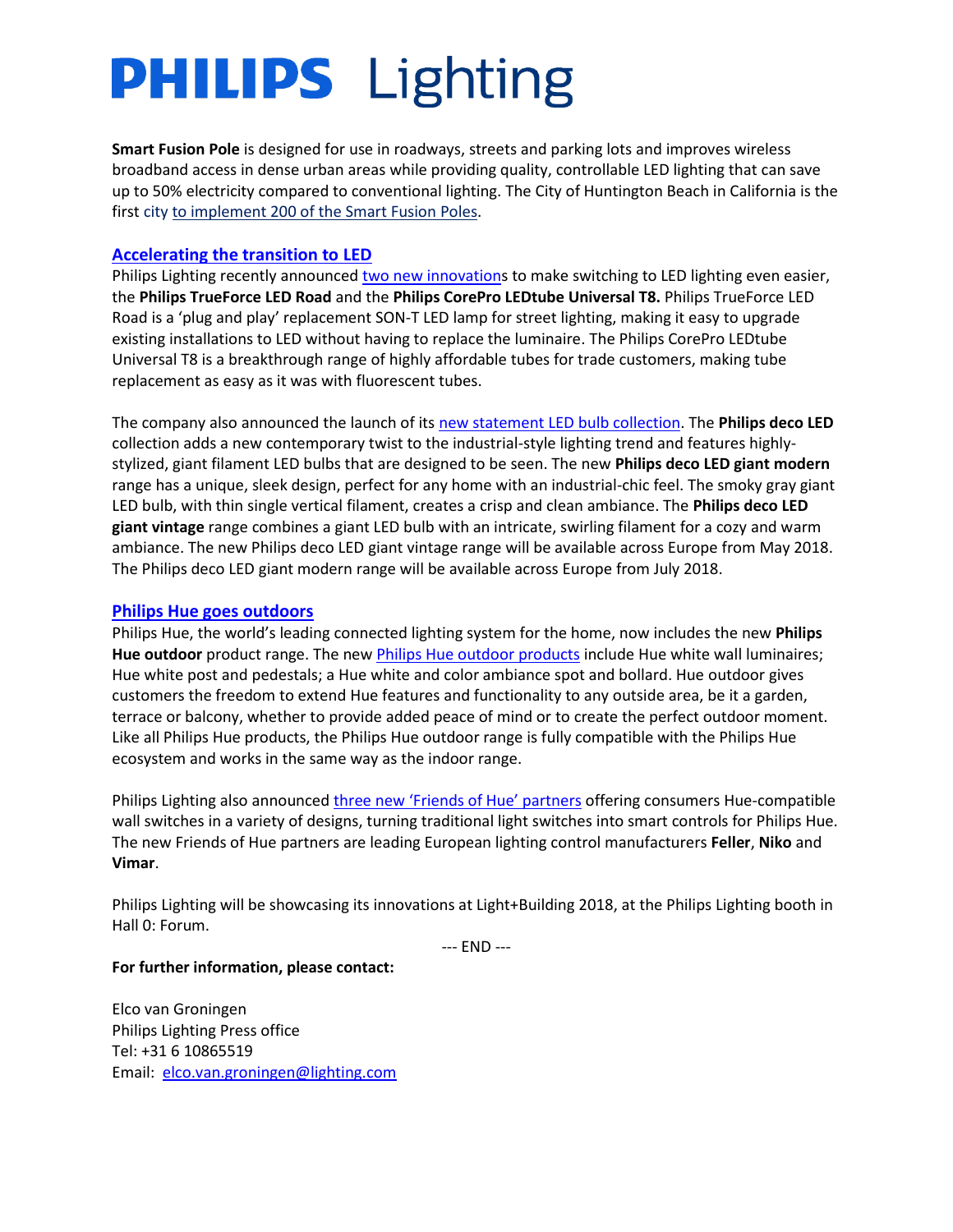**Smart Fusion Pole** is designed for use in roadways, streets and parking lots and improves wireless broadband access in dense urban areas while providing quality, controllable LED lighting that can save up to 50% electricity compared to conventional lighting. The City of Huntington Beach in California is the first city to implement 200 of the Smart Fusion Poles.

## Accelerating the transition to LED

Philips Lighting recently announced two new innovations to make switching to LED lighting even easier, the **Philips TrueForce LED Road** and the **Philips CorePro LEDtube Universal T8.** Philips TrueForce LED Road is a 'plug and play' replacement SON-T LED lamp for street lighting, making it easy to upgrade existing installations to LED without having to replace the luminaire. The Philips CorePro LEDtube Universal T8 is a breakthrough range of highly affordable tubes for trade customers, making tube replacement as easy as it was with fluorescent tubes.

The company also announced the launch of its new statement LED bulb collection. The **Philips deco LED** collection adds a new contemporary twist to the industrial-style lighting trend and features highly-stylized, giant filament LED bulbs that are designed to be seen. The new **Philips deco LED giant modern** range has a unique, sleek design, perfect for any home with an industrial-chic feel. The smoky gray giant LED bulb, with thin single vertical filament, creates a crisp and clean ambiance. The **Philips deco LED giant vintage** range combines a giant LED bulb with an intricate, swirling filament for a cozy and warm ambiance. The new Philips deco LED giant vintage range will be available across Europe from May 2018. The Philips deco LED giant modern range will be available across Europe from July 2018.

## Philips Hue goes outdoors

Philips Hue, the world's leading connected lighting system for the home, now includes the new **Philips Hue outdoor** product range. The new Philips Hue outdoor products include Hue white wall luminaires; Hue white post and pedestals; a Hue white and color ambiance spot and bollard. Hue outdoor gives customers the freedom to extend Hue features and functionality to any outside area, be it a garden, terrace or balcony, whether to provide added peace of mind or to create the perfect outdoor moment. Like all Philips Hue products, the Philips Hue outdoor range is fully compatible with the Philips Hue ecosystem and works in the same way as the indoor range.

Philips Lighting also announced three new 'Friends of Hue' partners offering consumers Hue-compatible wall switches in a variety of designs, turning traditional light switches into smart controls for Philips Hue. The new Friends of Hue partners are leading European lighting control manufacturers **Feller**, **Niko** and **Vimar**.

Philips Lighting will be showcasing its innovations at Light+Building 2018, at the Philips Lighting booth in Hall 0: Forum.

--- END ---

**For further information, please contact:**

Elco van Groningen
Philips Lighting Press office
Tel: +31 6 10865519
Email: elco.van.groningen@lighting.com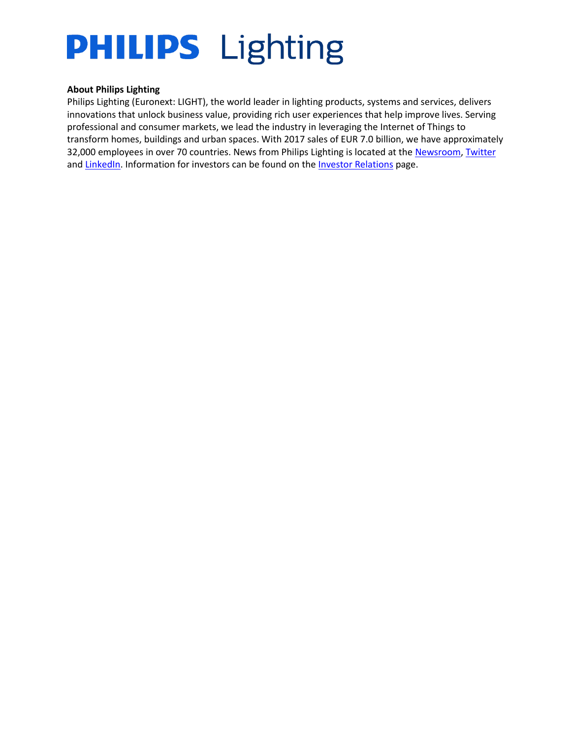# PHILIPS Lighting

**About Philips Lighting**

Philips Lighting (Euronext: LIGHT), the world leader in lighting products, systems and services, delivers innovations that unlock business value, providing rich user experiences that help improve lives. Serving professional and consumer markets, we lead the industry in leveraging the Internet of Things to transform homes, buildings and urban spaces. With 2017 sales of EUR 7.0 billion, we have approximately 32,000 employees in over 70 countries. News from Philips Lighting is located at the Newsroom, Twitter and LinkedIn. Information for investors can be found on the Investor Relations page.